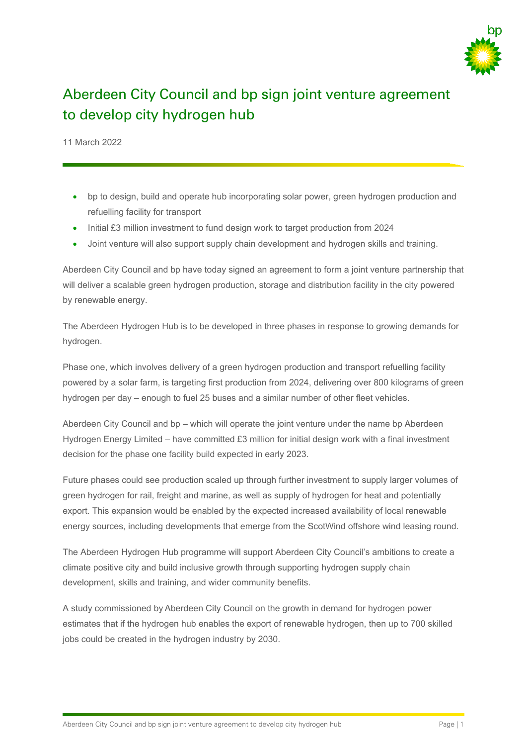# Aberdeen City Council and bp sign joint venture agreement to develop city hydrogen hub

11 March 2022

- bp to design, build and operate hub incorporating solar power, green hydrogen production and refuelling facility for transport
- Initial £3 million investment to fund design work to target production from 2024
- Joint venture will also support supply chain development and hydrogen skills and training.

Aberdeen City Council and bp have today signed an agreement to form a joint venture partnership that will deliver a scalable green hydrogen production, storage and distribution facility in the city powered by renewable energy.

The Aberdeen Hydrogen Hub is to be developed in three phases in response to growing demands for hydrogen.

Phase one, which involves delivery of a green hydrogen production and transport refuelling facility powered by a solar farm, is targeting first production from 2024, delivering over 800 kilograms of green hydrogen per day – enough to fuel 25 buses and a similar number of other fleet vehicles.

Aberdeen City Council and bp – which will operate the joint venture under the name bp Aberdeen Hydrogen Energy Limited – have committed £3 million for initial design work with a final investment decision for the phase one facility build expected in early 2023.

Future phases could see production scaled up through further investment to supply larger volumes of green hydrogen for rail, freight and marine, as well as supply of hydrogen for heat and potentially export. This expansion would be enabled by the expected increased availability of local renewable energy sources, including developments that emerge from the ScotWind offshore wind leasing round.

The Aberdeen Hydrogen Hub programme will support Aberdeen City Council's ambitions to create a climate positive city and build inclusive growth through supporting hydrogen supply chain development, skills and training, and wider community benefits.

A study commissioned by Aberdeen City Council on the growth in demand for hydrogen power estimates that if the hydrogen hub enables the export of renewable hydrogen, then up to 700 skilled jobs could be created in the hydrogen industry by 2030.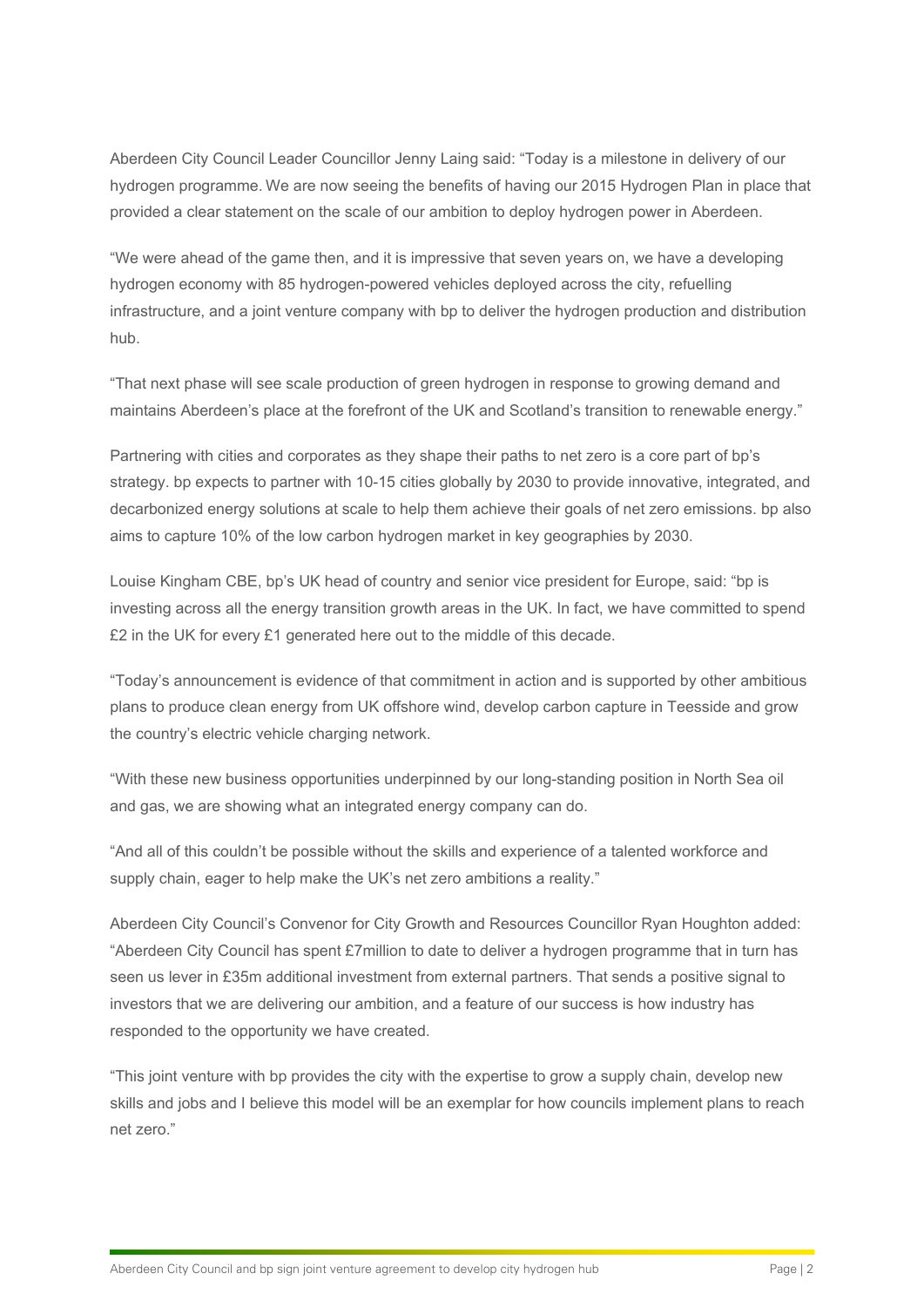Aberdeen City Council Leader Councillor Jenny Laing said: "Today is a milestone in delivery of our hydrogen programme. We are now seeing the benefits of having our 2015 Hydrogen Plan in place that provided a clear statement on the scale of our ambition to deploy hydrogen power in Aberdeen.

"We were ahead of the game then, and it is impressive that seven years on, we have a developing hydrogen economy with 85 hydrogen-powered vehicles deployed across the city, refuelling infrastructure, and a joint venture company with bp to deliver the hydrogen production and distribution hub.

"That next phase will see scale production of green hydrogen in response to growing demand and maintains Aberdeen's place at the forefront of the UK and Scotland's transition to renewable energy."

Partnering with cities and corporates as they shape their paths to net zero is a core part of bp's strategy. bp expects to partner with 10-15 cities globally by 2030 to provide innovative, integrated, and decarbonized energy solutions at scale to help them achieve their goals of net zero emissions. bp also aims to capture 10% of the low carbon hydrogen market in key geographies by 2030.

Louise Kingham CBE, bp's UK head of country and senior vice president for Europe, said: "bp is investing across all the energy transition growth areas in the UK. In fact, we have committed to spend £2 in the UK for every £1 generated here out to the middle of this decade.

"Today's announcement is evidence of that commitment in action and is supported by other ambitious plans to produce clean energy from UK offshore wind, develop carbon capture in Teesside and grow the country's electric vehicle charging network.

"With these new business opportunities underpinned by our long-standing position in North Sea oil and gas, we are showing what an integrated energy company can do.

"And all of this couldn't be possible without the skills and experience of a talented workforce and supply chain, eager to help make the UK's net zero ambitions a reality."

Aberdeen City Council's Convenor for City Growth and Resources Councillor Ryan Houghton added: "Aberdeen City Council has spent £7million to date to deliver a hydrogen programme that in turn has seen us lever in £35m additional investment from external partners. That sends a positive signal to investors that we are delivering our ambition, and a feature of our success is how industry has responded to the opportunity we have created.

"This joint venture with bp provides the city with the expertise to grow a supply chain, develop new skills and jobs and I believe this model will be an exemplar for how councils implement plans to reach net zero."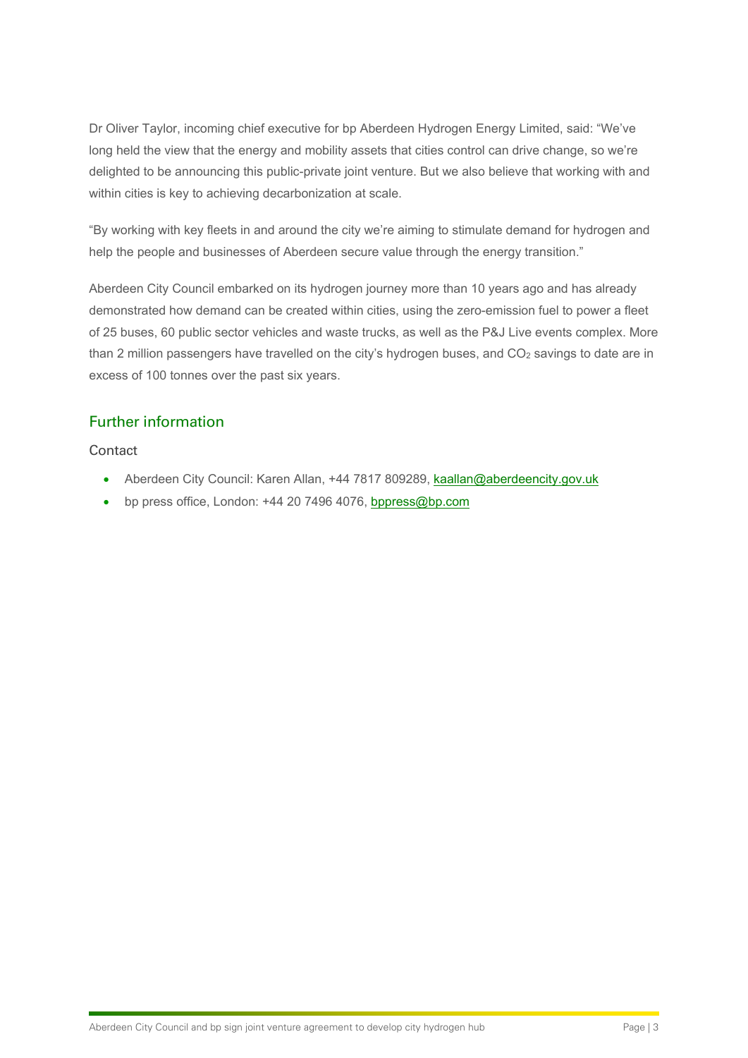Dr Oliver Taylor, incoming chief executive for bp Aberdeen Hydrogen Energy Limited, said: "We've long held the view that the energy and mobility assets that cities control can drive change, so we're delighted to be announcing this public-private joint venture. But we also believe that working with and within cities is key to achieving decarbonization at scale.

"By working with key fleets in and around the city we're aiming to stimulate demand for hydrogen and help the people and businesses of Aberdeen secure value through the energy transition."

Aberdeen City Council embarked on its hydrogen journey more than 10 years ago and has already demonstrated how demand can be created within cities, using the zero-emission fuel to power a fleet of 25 buses, 60 public sector vehicles and waste trucks, as well as the P&J Live events complex. More than 2 million passengers have travelled on the city's hydrogen buses, and $CO_2$ savings to date are in excess of 100 tonnes over the past six years.

## Further information

Contact

- Aberdeen City Council: Karen Allan, +44 7817 809289, kaallan@aberdeencity.gov.uk
- bp press office, London: +44 20 7496 4076, bppress@bp.com